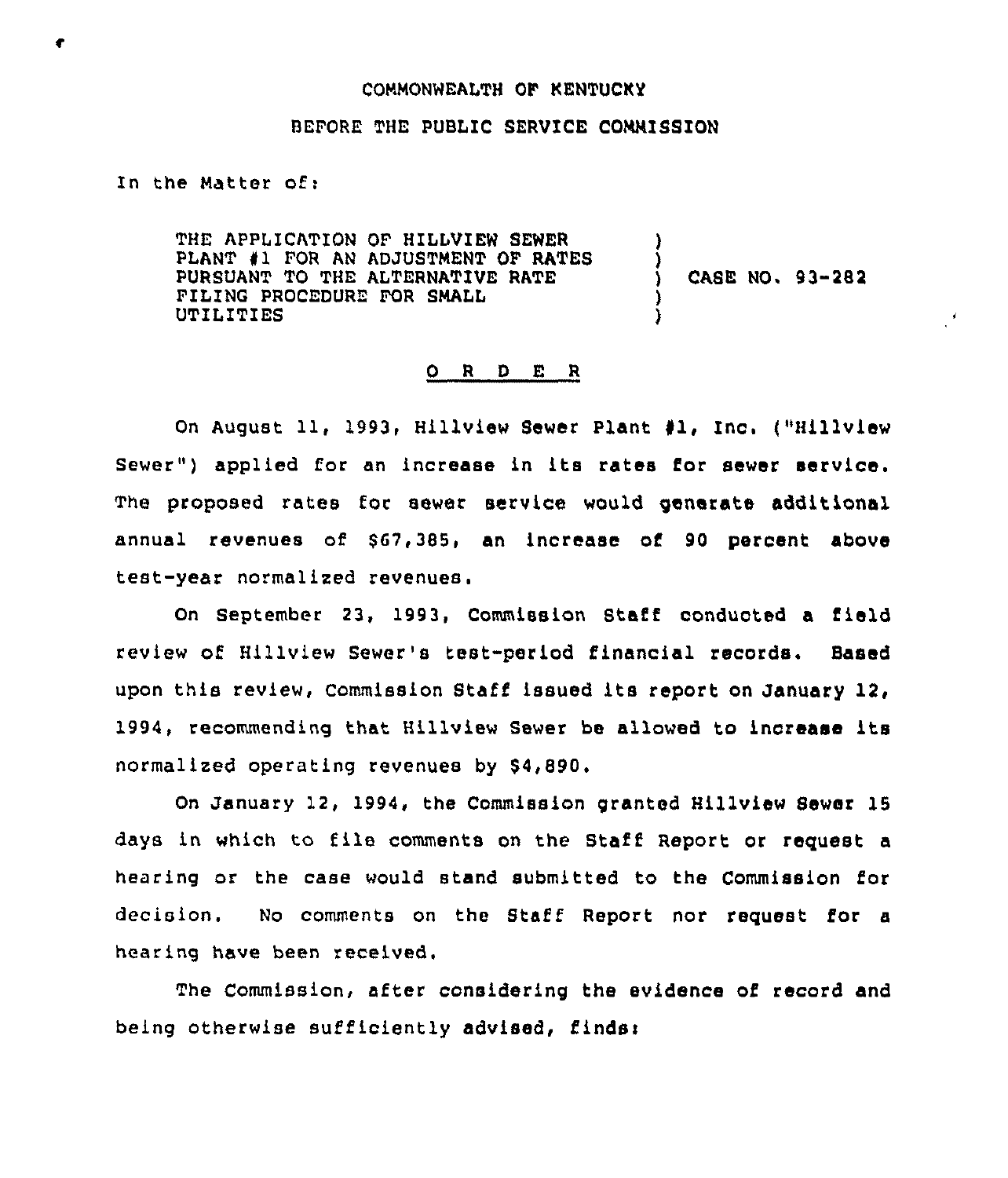COMMONWEALTH OF KENTUCKY

BEFORE THE PUBLIC SERVICE COMMISSION

In the Matter of:

| | | |
|---|---|---|
| THE APPLICATION OF HILLVIEW SEWER PLANT #1 FOR AN ADJUSTMENT OF RATES PURSUANT TO THE ALTERNATIVE RATE FILING PROCEDURE FOR SMALL UTILITIES | ) | CASE NO. 93-282 |

## O R D E R

On August 11, 1993, Hillview Sewer Plant #1, Inc. ("Hillview Sewer") applied for an increase in its rates for sewer service. The proposed rates for sewer service would generate additional annual revenues of $67,385, an increase of 90 percent above test-year normalized revenues.

On September 23, 1993, Commission Staff conducted a field review of Hillview Sewer's test-period financial records. Based upon this review, Commission Staff issued its report on January 12, 1994, recommending that Hillview Sewer be allowed to increase its normalized operating revenues by $4,890.

On January 12, 1994, the Commission granted Hillview Sewer 15 days in which to file comments on the Staff Report or request a hearing or the case would stand submitted to the Commission for decision. No comments on the Staff Report nor request for a hearing have been received.

The Commission, after considering the evidence of record and being otherwise sufficiently advised, finds: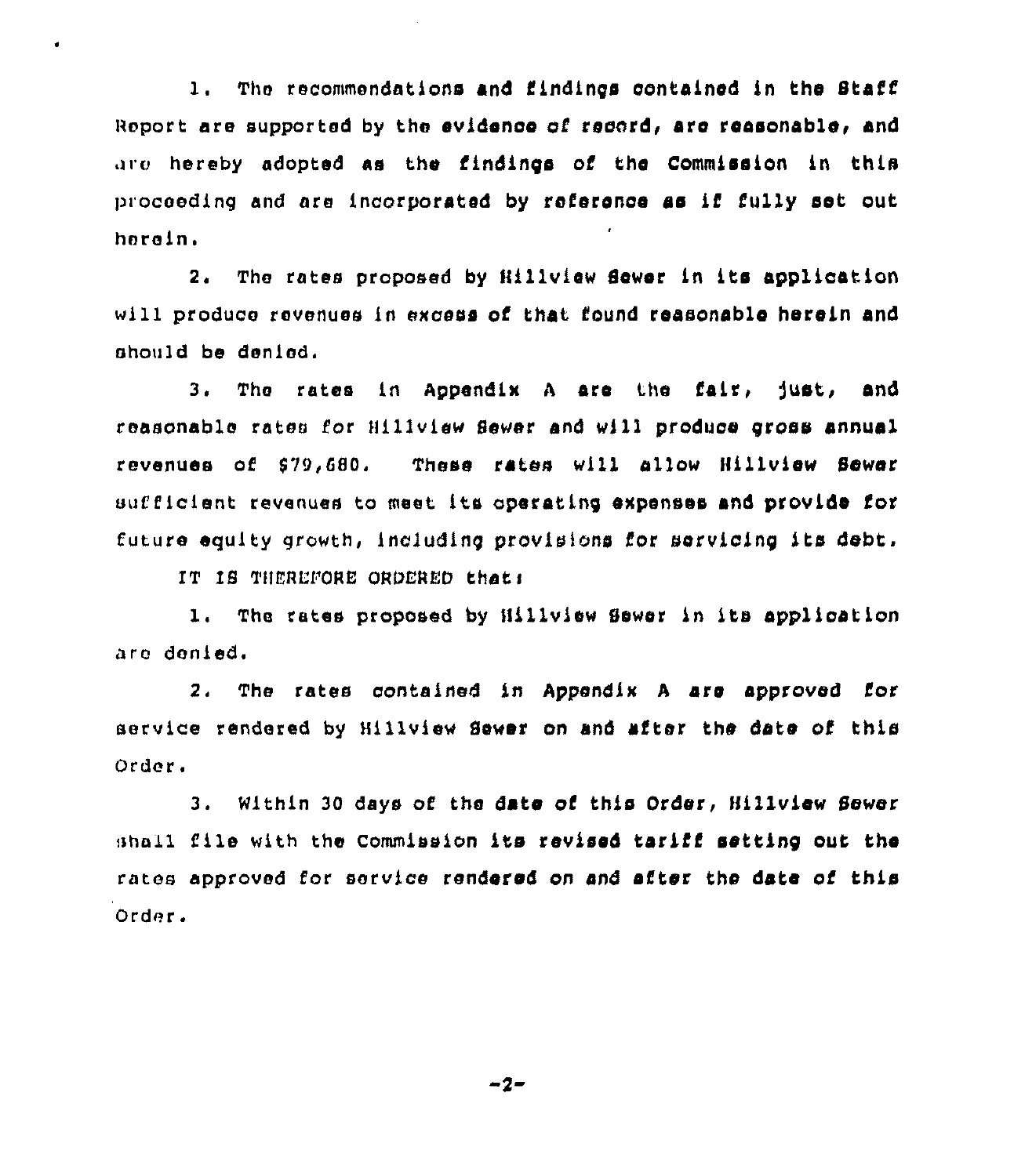1. The recommendations and findings contained in the Staff Report are supported by the evidence of record, are reasonable, and are hereby adopted as the findings of the Commission in this proceeding and are incorporated by reference as if fully set out herein.

2. The rates proposed by Hillview Sewer in its application will produce revenues in excess of that found reasonable herein and should be denied.

3. The rates in Appendix A are the fair, just, and reasonable rates for Hillview Sewer and will produce gross annual revenues of $79,680. These rates will allow Hillview Sewer sufficient revenues to meet its operating expenses and provide for future equity growth, including provisions for servicing its debt.

IT IS THEREFORE ORDERED that:

1. The rates proposed by Hillview Sewer in its application are denied.

2. The rates contained in Appendix A are approved for service rendered by Hillview Sewer on and after the date of this Order.

3. Within 30 days of the date of this Order, Hillview Sewer shall file with the Commission its revised tariff setting out the rates approved for service rendered on and after the date of this Order.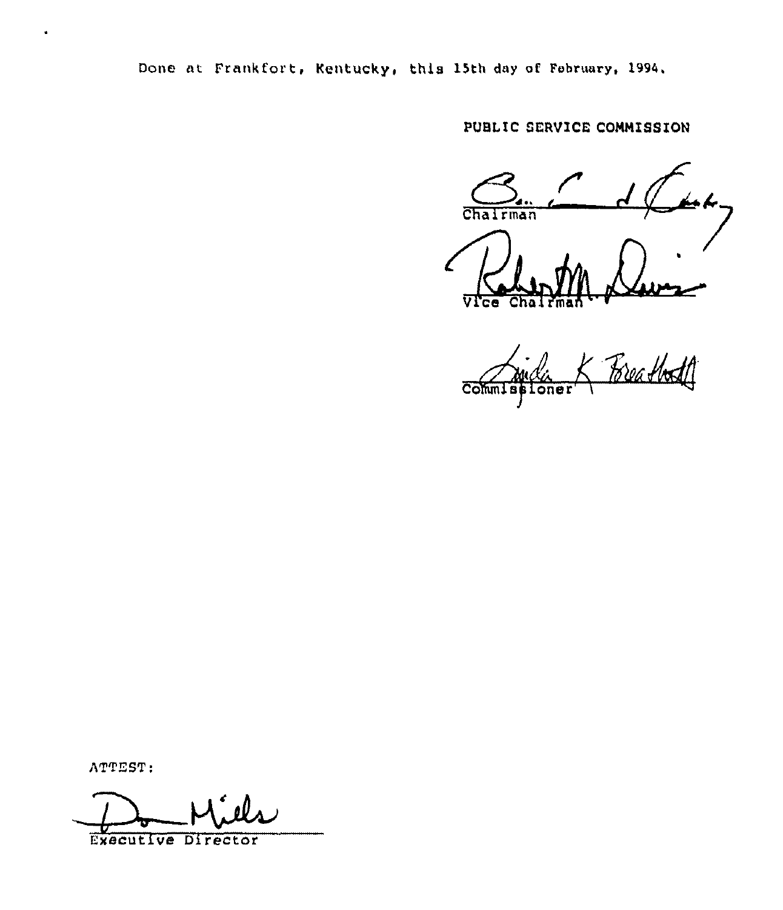Done at Frankfort, Kentucky, this 15th day of February, 1994.

PUBLIC SERVICE COMMISSION

Chairman

Vice Chairman

Commissioner

ATTEST:

Executive Director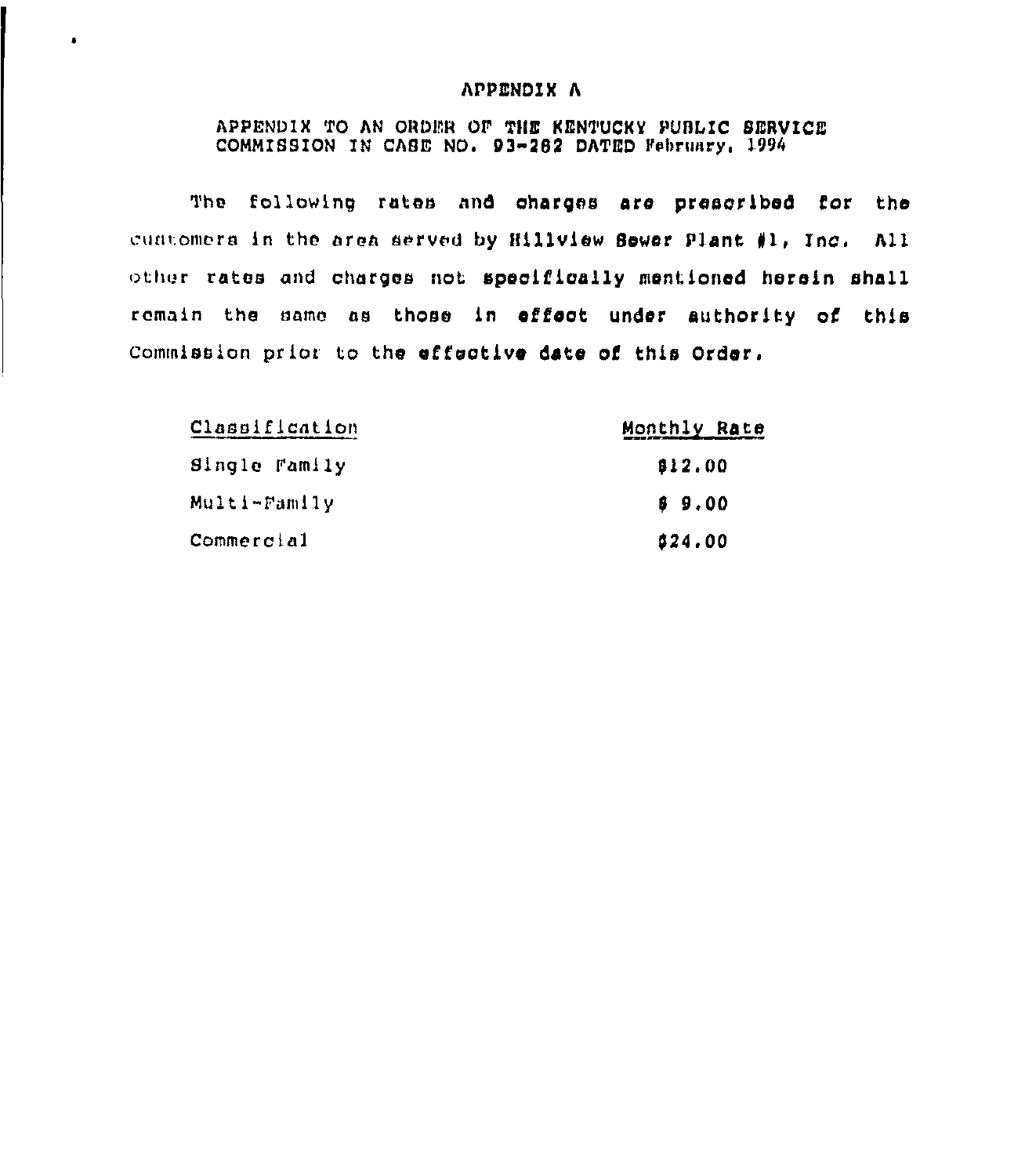# APPENDIX A

APPENDIX TO AN ORDER OF THE KENTUCKY PUBLIC SERVICE COMMISSION IN CASE NO. 93-282 DATED February, 1994

The following rates and charges are prescribed for the customers in the area served by Hillview Sewer Plant #1, Inc. All other rates and charges not specifically mentioned herein shall remain the same as those in effect under authority of this Commission prior to the effective date of this Order.

| Classification | Monthly Rate |
|---|---|
| Single Family | $12.00 |
| Multi-Family | $ 9.00 |
| Commercial | $24.00 |